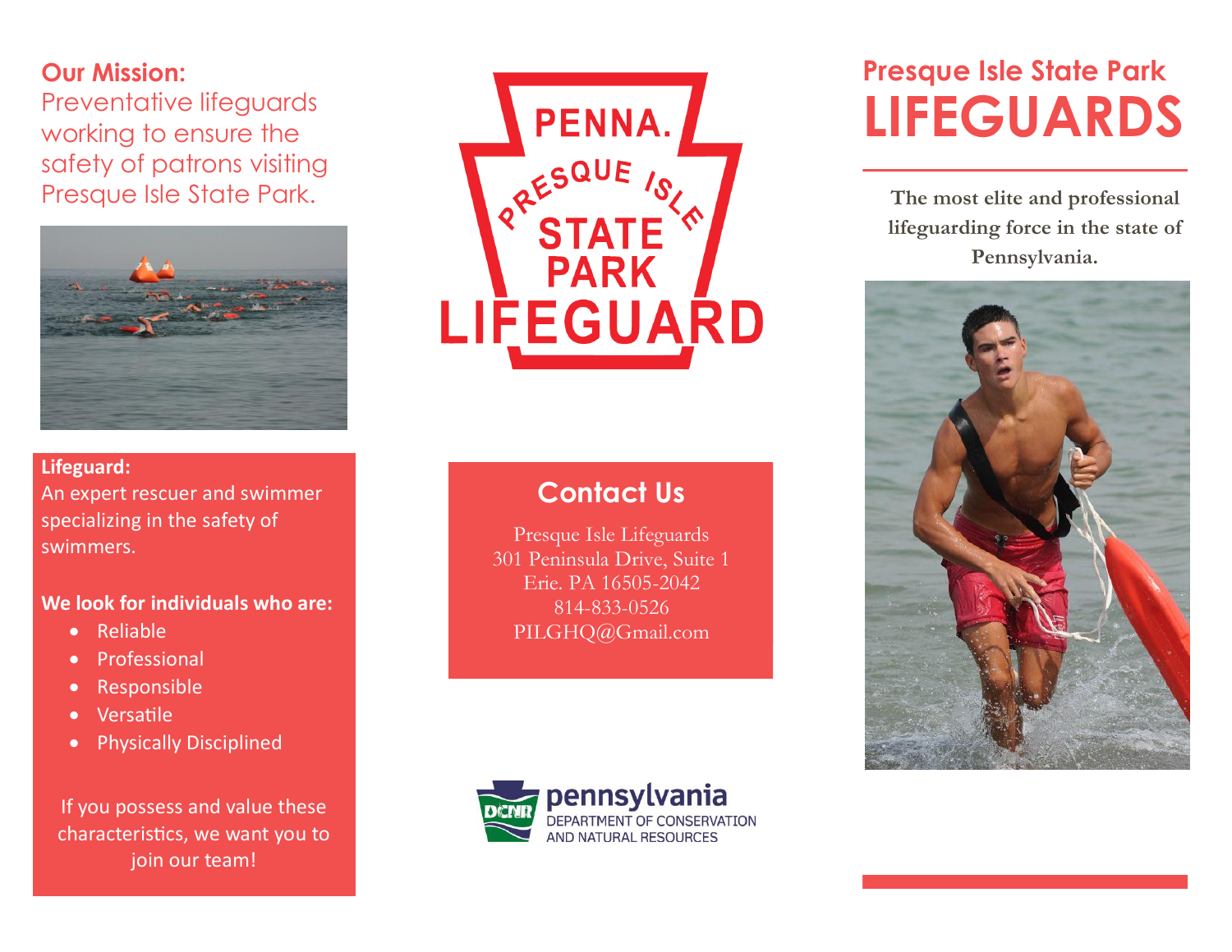## Our Mission:

Preventative lifeguards working to ensure the safety of patrons visiting Presque Isle State Park.

**Lifeguard:**
An expert rescuer and swimmer specializing in the safety of swimmers.

**We look for individuals who are:**

- Reliable
- Professional
- Responsible
- Versatile
- Physically Disciplined

If you possess and value these characteristics, we want you to join our team!

PENNA. PRESQUE ISLE STATE PARK LIFEGUARD

## Contact Us

Presque Isle Lifeguards
301 Peninsula Drive, Suite 1
Erie. PA 16505-2042
814-833-0526
PILGHQ@Gmail.com

pennsylvania
DEPARTMENT OF CONSERVATION AND NATURAL RESOURCES

# Presque Isle State Park LIFEGUARDS

**The most elite and professional lifeguarding force in the state of Pennsylvania.**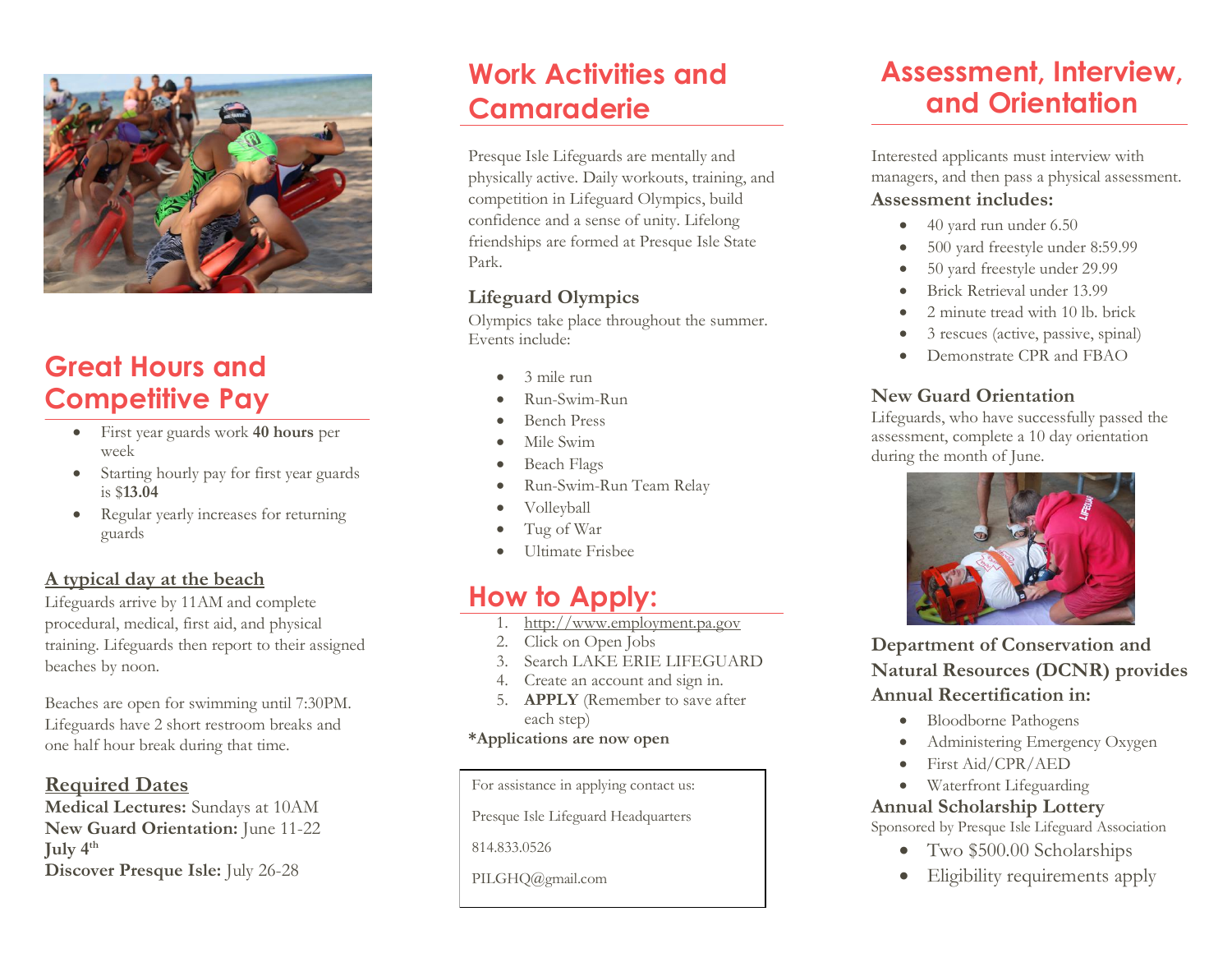## Great Hours and Competitive Pay

- First year guards work **40 hours** per week
- Starting hourly pay for first year guards is $**13.04**
- Regular yearly increases for returning guards

### A typical day at the beach

Lifeguards arrive by 11AM and complete procedural, medical, first aid, and physical training. Lifeguards then report to their assigned beaches by noon.

Beaches are open for swimming until 7:30PM. Lifeguards have 2 short restroom breaks and one half hour break during that time.

### Required Dates

**Medical Lectures:** Sundays at 10AM
**New Guard Orientation:** June 11-22
**July 4th**
**Discover Presque Isle:** July 26-28

## Work Activities and Camaraderie

Presque Isle Lifeguards are mentally and physically active. Daily workouts, training, and competition in Lifeguard Olympics, build confidence and a sense of unity. Lifelong friendships are formed at Presque Isle State Park.

### Lifeguard Olympics

Olympics take place throughout the summer. Events include:

- 3 mile run
- Run-Swim-Run
- Bench Press
- Mile Swim
- Beach Flags
- Run-Swim-Run Team Relay
- Volleyball
- Tug of War
- Ultimate Frisbee

## How to Apply:

1. http://www.employment.pa.gov
2. Click on Open Jobs
3. Search LAKE ERIE LIFEGUARD
4. Create an account and sign in.
5. **APPLY** (Remember to save after each step)

***Applications are now open**

For assistance in applying contact us:

Presque Isle Lifeguard Headquarters

814.833.0526

PILGHQ@gmail.com

## Assessment, Interview, and Orientation

Interested applicants must interview with managers, and then pass a physical assessment.

**Assessment includes:**

- 40 yard run under 6.50
- 500 yard freestyle under 8:59.99
- 50 yard freestyle under 29.99
- Brick Retrieval under 13.99
- 2 minute tread with 10 lb. brick
- 3 rescues (active, passive, spinal)
- Demonstrate CPR and FBAO

### New Guard Orientation

Lifeguards, who have successfully passed the assessment, complete a 10 day orientation during the month of June.

### Department of Conservation and Natural Resources (DCNR) provides Annual Recertification in:

- Bloodborne Pathogens
- Administering Emergency Oxygen
- First Aid/CPR/AED
- Waterfront Lifeguarding

### Annual Scholarship Lottery

Sponsored by Presque Isle Lifeguard Association

- Two $500.00 Scholarships
- Eligibility requirements apply